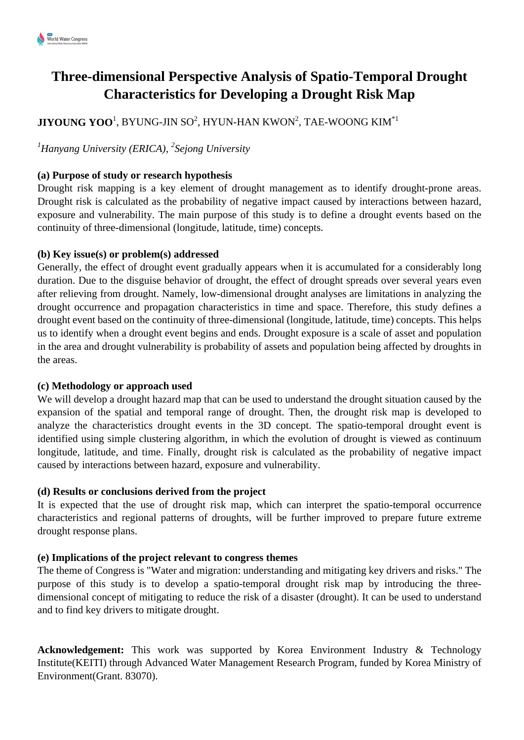# Three-dimensional Perspective Analysis of Spatio-Temporal Drought Characteristics for Developing a Drought Risk Map

**JIYOUNG YOO**[1], BYUNG-JIN SO[2], HYUN-HAN KWON[2], TAE-WOONG KIM[*1]

*[1]Hanyang University (ERICA), [2]Sejong University*

**(a) Purpose of study or research hypothesis**

Drought risk mapping is a key element of drought management as to identify drought-prone areas. Drought risk is calculated as the probability of negative impact caused by interactions between hazard, exposure and vulnerability. The main purpose of this study is to define a drought events based on the continuity of three-dimensional (longitude, latitude, time) concepts.

**(b) Key issue(s) or problem(s) addressed**

Generally, the effect of drought event gradually appears when it is accumulated for a considerably long duration. Due to the disguise behavior of drought, the effect of drought spreads over several years even after relieving from drought. Namely, low-dimensional drought analyses are limitations in analyzing the drought occurrence and propagation characteristics in time and space. Therefore, this study defines a drought event based on the continuity of three-dimensional (longitude, latitude, time) concepts. This helps us to identify when a drought event begins and ends. Drought exposure is a scale of asset and population in the area and drought vulnerability is probability of assets and population being affected by droughts in the areas.

**(c) Methodology or approach used**

We will develop a drought hazard map that can be used to understand the drought situation caused by the expansion of the spatial and temporal range of drought. Then, the drought risk map is developed to analyze the characteristics drought events in the 3D concept. The spatio-temporal drought event is identified using simple clustering algorithm, in which the evolution of drought is viewed as continuum longitude, latitude, and time. Finally, drought risk is calculated as the probability of negative impact caused by interactions between hazard, exposure and vulnerability.

**(d) Results or conclusions derived from the project**

It is expected that the use of drought risk map, which can interpret the spatio-temporal occurrence characteristics and regional patterns of droughts, will be further improved to prepare future extreme drought response plans.

**(e) Implications of the project relevant to congress themes**

The theme of Congress is "Water and migration: understanding and mitigating key drivers and risks." The purpose of this study is to develop a spatio-temporal drought risk map by introducing the three-dimensional concept of mitigating to reduce the risk of a disaster (drought). It can be used to understand and to find key drivers to mitigate drought.

**Acknowledgement:** This work was supported by Korea Environment Industry & Technology Institute(KEITI) through Advanced Water Management Research Program, funded by Korea Ministry of Environment(Grant. 83070).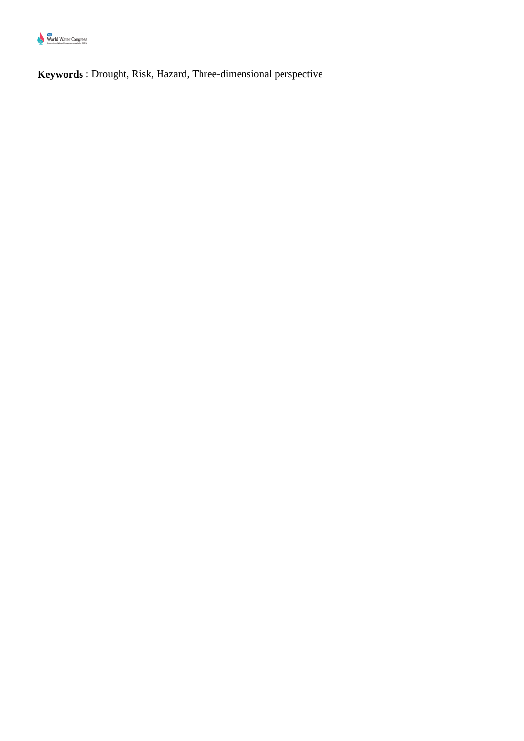**Keywords** : Drought, Risk, Hazard, Three-dimensional perspective